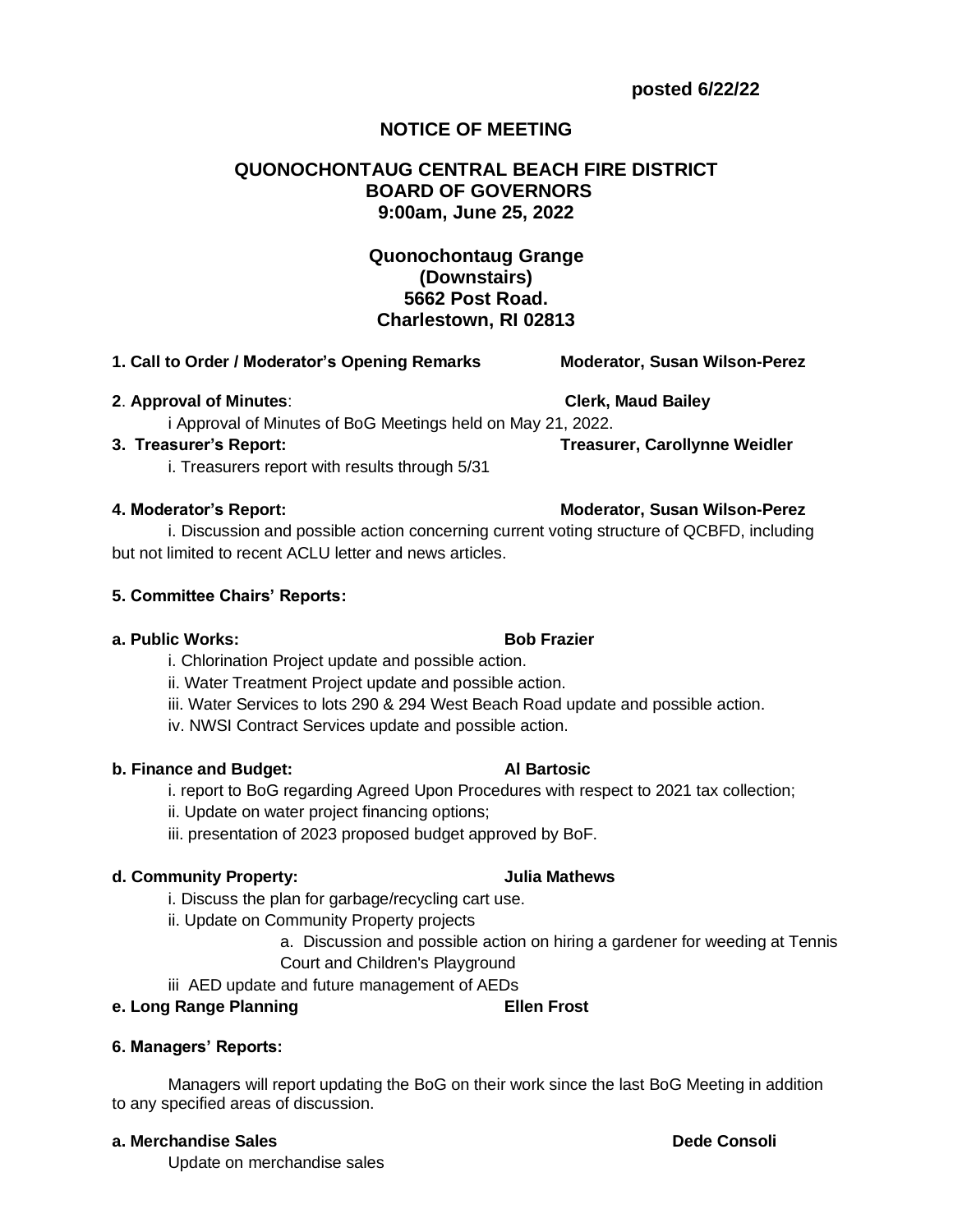**posted 6/22/22**

# NOTICE OF MEETING

## QUONOCHONTAUG CENTRAL BEACH FIRE DISTRICT
## BOARD OF GOVERNORS
## 9:00am, June 25, 2022

**Quonochontaug Grange**
**(Downstairs)**
**5662 Post Road.**
**Charlestown, RI 02813**

**1. Call to Order / Moderator's Opening Remarks** — **Moderator, Susan Wilson-Perez**

**2. Approval of Minutes:** — **Clerk, Maud Bailey**

i Approval of Minutes of BoG Meetings held on May 21, 2022.

**3. Treasurer's Report:** — **Treasurer, Carollynne Weidler**

i. Treasurers report with results through 5/31

**4. Moderator's Report:** — **Moderator, Susan Wilson-Perez**

i. Discussion and possible action concerning current voting structure of QCBFD, including but not limited to recent ACLU letter and news articles.

**5. Committee Chairs' Reports:**

**a. Public Works:** — **Bob Frazier**

i. Chlorination Project update and possible action.
ii. Water Treatment Project update and possible action.
iii. Water Services to lots 290 & 294 West Beach Road update and possible action.
iv. NWSI Contract Services update and possible action.

**b. Finance and Budget:** — **Al Bartosic**

i. report to BoG regarding Agreed Upon Procedures with respect to 2021 tax collection;
ii. Update on water project financing options;
iii. presentation of 2023 proposed budget approved by BoF.

**d. Community Property:** — **Julia Mathews**

i. Discuss the plan for garbage/recycling cart use.
ii. Update on Community Property projects
   a. Discussion and possible action on hiring a gardener for weeding at Tennis Court and Children's Playground
iii AED update and future management of AEDs

**e. Long Range Planning** — **Ellen Frost**

**6. Managers' Reports:**

Managers will report updating the BoG on their work since the last BoG Meeting in addition to any specified areas of discussion.

**a. Merchandise Sales** — **Dede Consoli**

Update on merchandise sales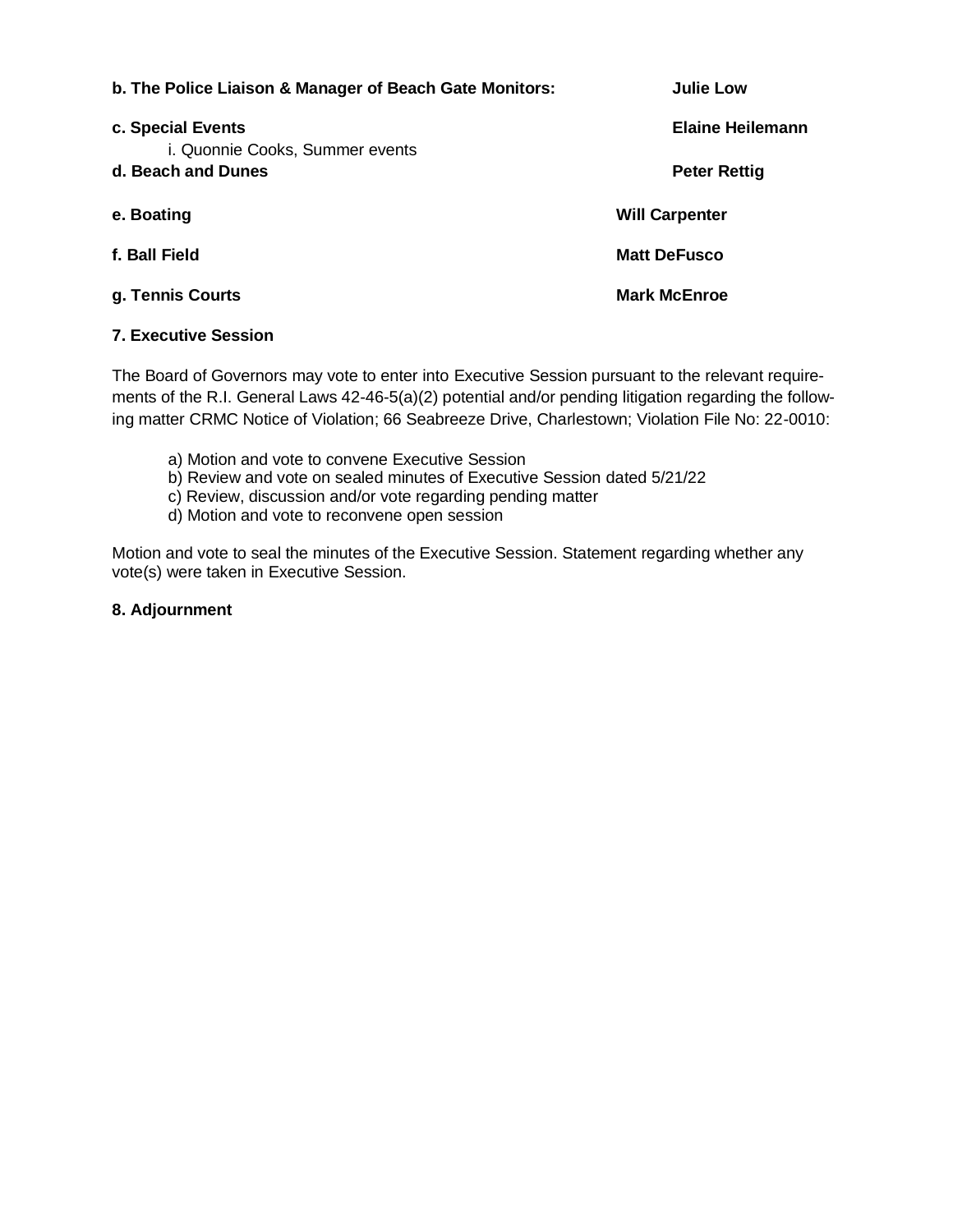**b. The Police Liaison & Manager of Beach Gate Monitors:** **Julie Low**

**c. Special Events** **Elaine Heilemann**

i. Quonnie Cooks, Summer events

**d. Beach and Dunes** **Peter Rettig**

**e. Boating** **Will Carpenter**

**f. Ball Field** **Matt DeFusco**

**g. Tennis Courts** **Mark McEnroe**

**7. Executive Session**

The Board of Governors may vote to enter into Executive Session pursuant to the relevant requirements of the R.I. General Laws 42-46-5(a)(2) potential and/or pending litigation regarding the following matter CRMC Notice of Violation; 66 Seabreeze Drive, Charlestown; Violation File No: 22-0010:

a) Motion and vote to convene Executive Session
b) Review and vote on sealed minutes of Executive Session dated 5/21/22
c) Review, discussion and/or vote regarding pending matter
d) Motion and vote to reconvene open session

Motion and vote to seal the minutes of the Executive Session. Statement regarding whether any vote(s) were taken in Executive Session.

**8. Adjournment**